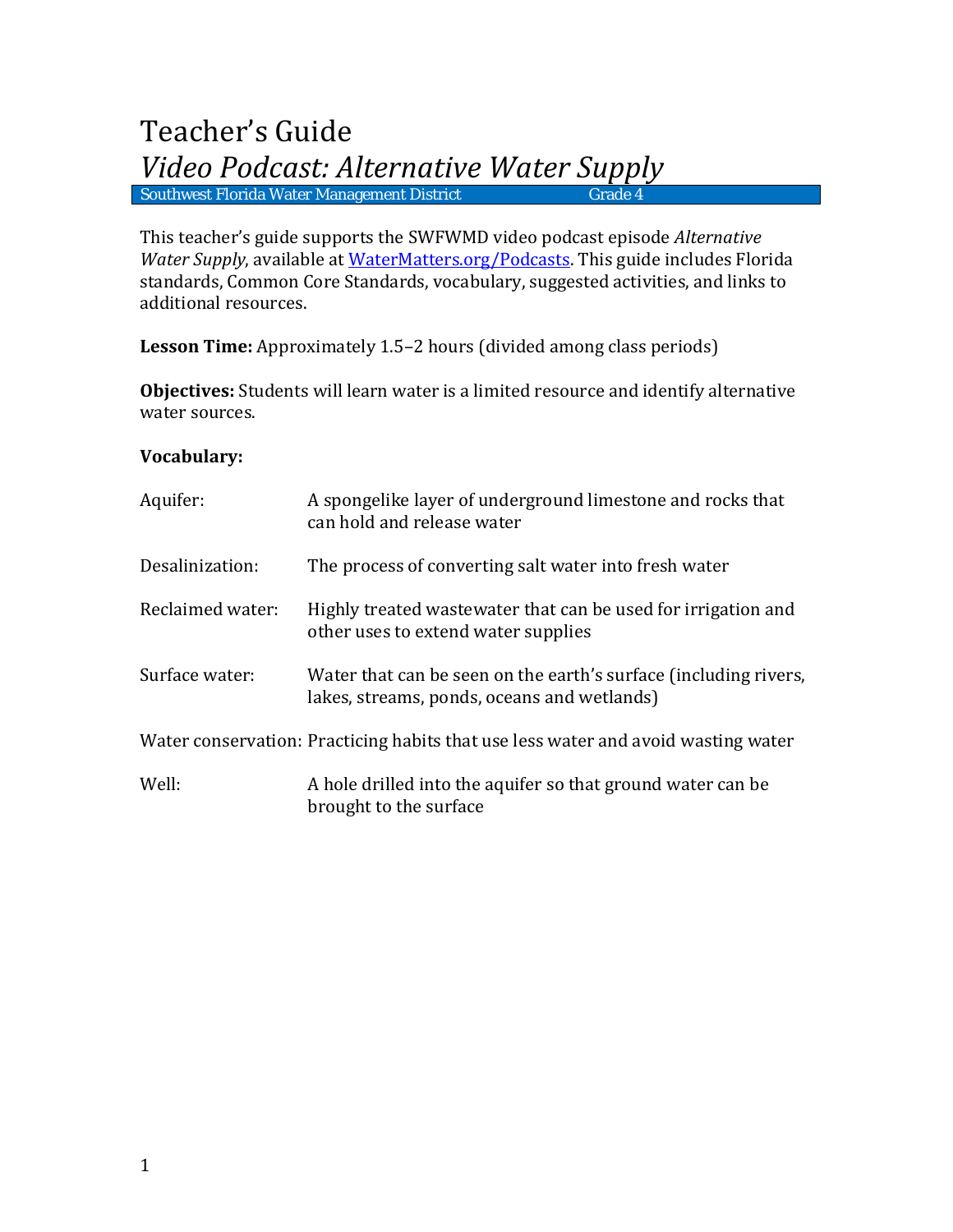# Teacher's Guide

## *Video Podcast: Alternative Water Supply*

Southwest Florida Water Management District — Grade 4

This teacher's guide supports the SWFWMD video podcast episode *Alternative Water Supply*, available at [WaterMatters.org/Podcasts](WaterMatters.org/Podcasts). This guide includes Florida standards, Common Core Standards, vocabulary, suggested activities, and links to additional resources.

**Lesson Time:** Approximately 1.5–2 hours (divided among class periods)

**Objectives:** Students will learn water is a limited resource and identify alternative water sources.

**Vocabulary:**

| | |
|---|---|
| Aquifer: | A spongelike layer of underground limestone and rocks that can hold and release water |
| Desalinization: | The process of converting salt water into fresh water |
| Reclaimed water: | Highly treated wastewater that can be used for irrigation and other uses to extend water supplies |
| Surface water: | Water that can be seen on the earth's surface (including rivers, lakes, streams, ponds, oceans and wetlands) |
| Water conservation: | Practicing habits that use less water and avoid wasting water |
| Well: | A hole drilled into the aquifer so that ground water can be brought to the surface |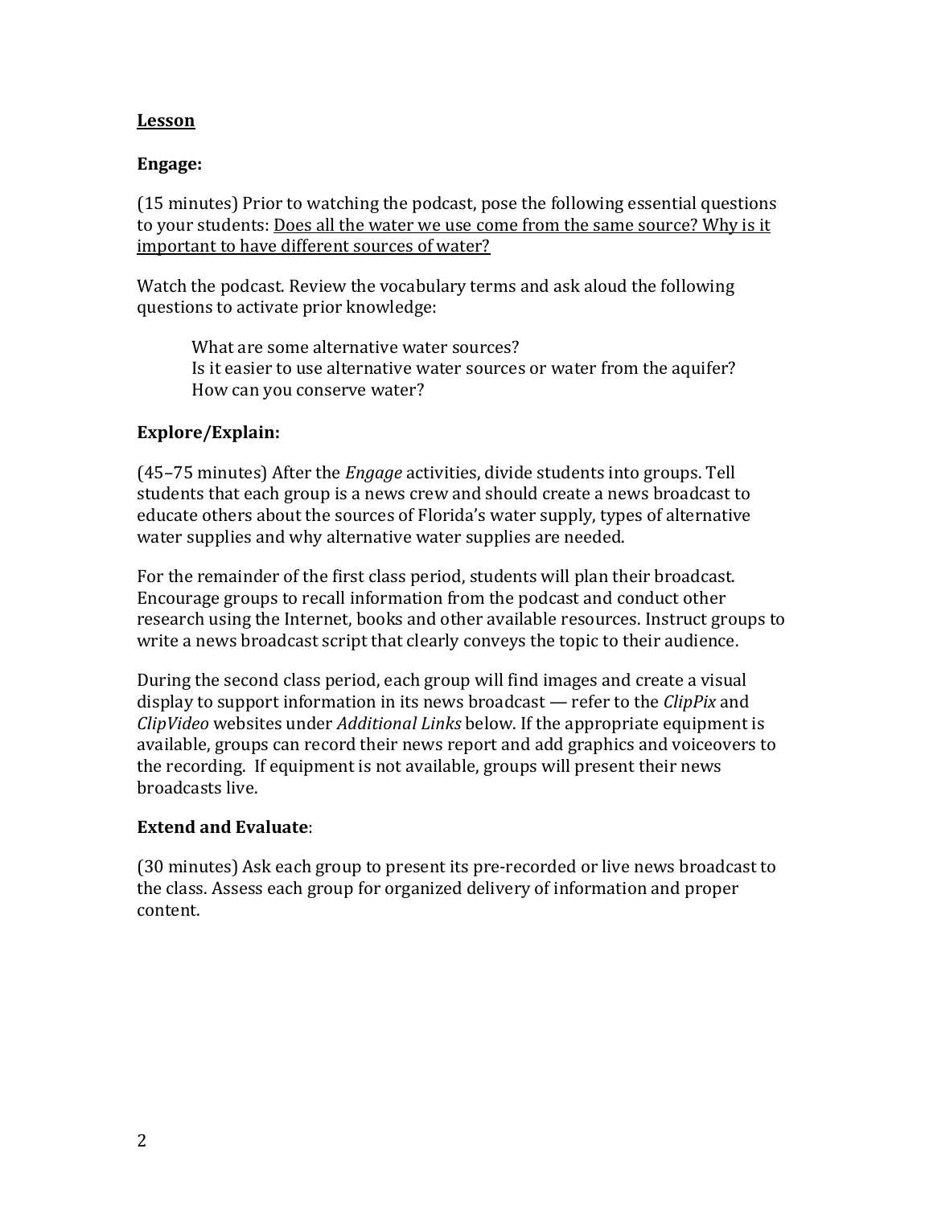## Lesson

### Engage:

(15 minutes) Prior to watching the podcast, pose the following essential questions to your students: Does all the water we use come from the same source? Why is it important to have different sources of water?

Watch the podcast. Review the vocabulary terms and ask aloud the following questions to activate prior knowledge:

> What are some alternative water sources?
> Is it easier to use alternative water sources or water from the aquifer?
> How can you conserve water?

### Explore/Explain:

(45–75 minutes) After the *Engage* activities, divide students into groups. Tell students that each group is a news crew and should create a news broadcast to educate others about the sources of Florida's water supply, types of alternative water supplies and why alternative water supplies are needed.

For the remainder of the first class period, students will plan their broadcast. Encourage groups to recall information from the podcast and conduct other research using the Internet, books and other available resources. Instruct groups to write a news broadcast script that clearly conveys the topic to their audience.

During the second class period, each group will find images and create a visual display to support information in its news broadcast — refer to the *ClipPix* and *ClipVideo* websites under *Additional Links* below. If the appropriate equipment is available, groups can record their news report and add graphics and voiceovers to the recording. If equipment is not available, groups will present their news broadcasts live.

### Extend and Evaluate:

(30 minutes) Ask each group to present its pre-recorded or live news broadcast to the class. Assess each group for organized delivery of information and proper content.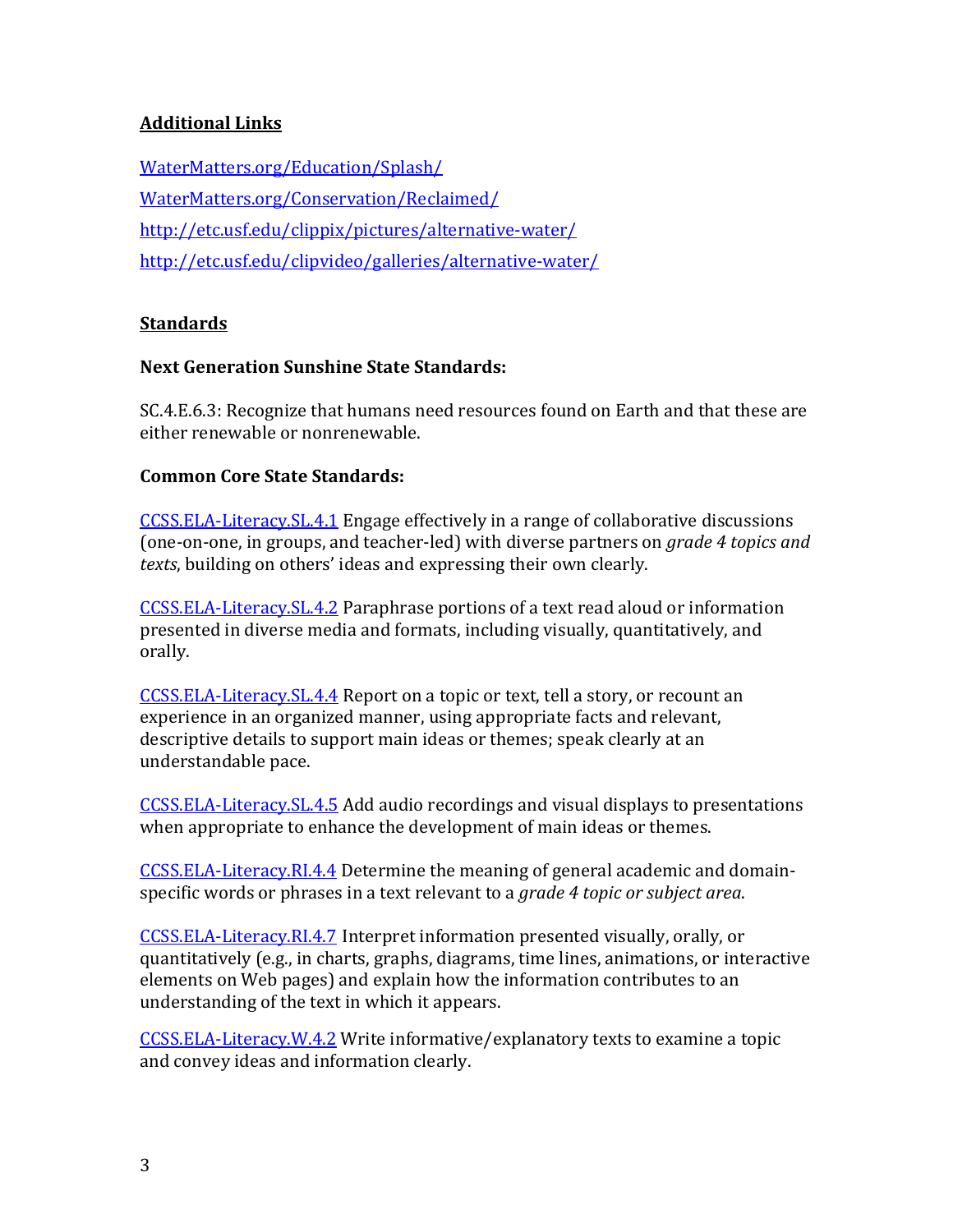## Additional Links

[WaterMatters.org/Education/Splash/](WaterMatters.org/Education/Splash/)

[WaterMatters.org/Conservation/Reclaimed/](WaterMatters.org/Conservation/Reclaimed/)

http://etc.usf.edu/clippix/pictures/alternative-water/

http://etc.usf.edu/clipvideo/galleries/alternative-water/

## Standards

### Next Generation Sunshine State Standards:

SC.4.E.6.3: Recognize that humans need resources found on Earth and that these are either renewable or nonrenewable.

### Common Core State Standards:

CCSS.ELA-Literacy.SL.4.1 Engage effectively in a range of collaborative discussions (one-on-one, in groups, and teacher-led) with diverse partners on *grade 4 topics and texts*, building on others' ideas and expressing their own clearly.

CCSS.ELA-Literacy.SL.4.2 Paraphrase portions of a text read aloud or information presented in diverse media and formats, including visually, quantitatively, and orally.

CCSS.ELA-Literacy.SL.4.4 Report on a topic or text, tell a story, or recount an experience in an organized manner, using appropriate facts and relevant, descriptive details to support main ideas or themes; speak clearly at an understandable pace.

CCSS.ELA-Literacy.SL.4.5 Add audio recordings and visual displays to presentations when appropriate to enhance the development of main ideas or themes.

CCSS.ELA-Literacy.RI.4.4 Determine the meaning of general academic and domain-specific words or phrases in a text relevant to a *grade 4 topic or subject area*.

CCSS.ELA-Literacy.RI.4.7 Interpret information presented visually, orally, or quantitatively (e.g., in charts, graphs, diagrams, time lines, animations, or interactive elements on Web pages) and explain how the information contributes to an understanding of the text in which it appears.

CCSS.ELA-Literacy.W.4.2 Write informative/explanatory texts to examine a topic and convey ideas and information clearly.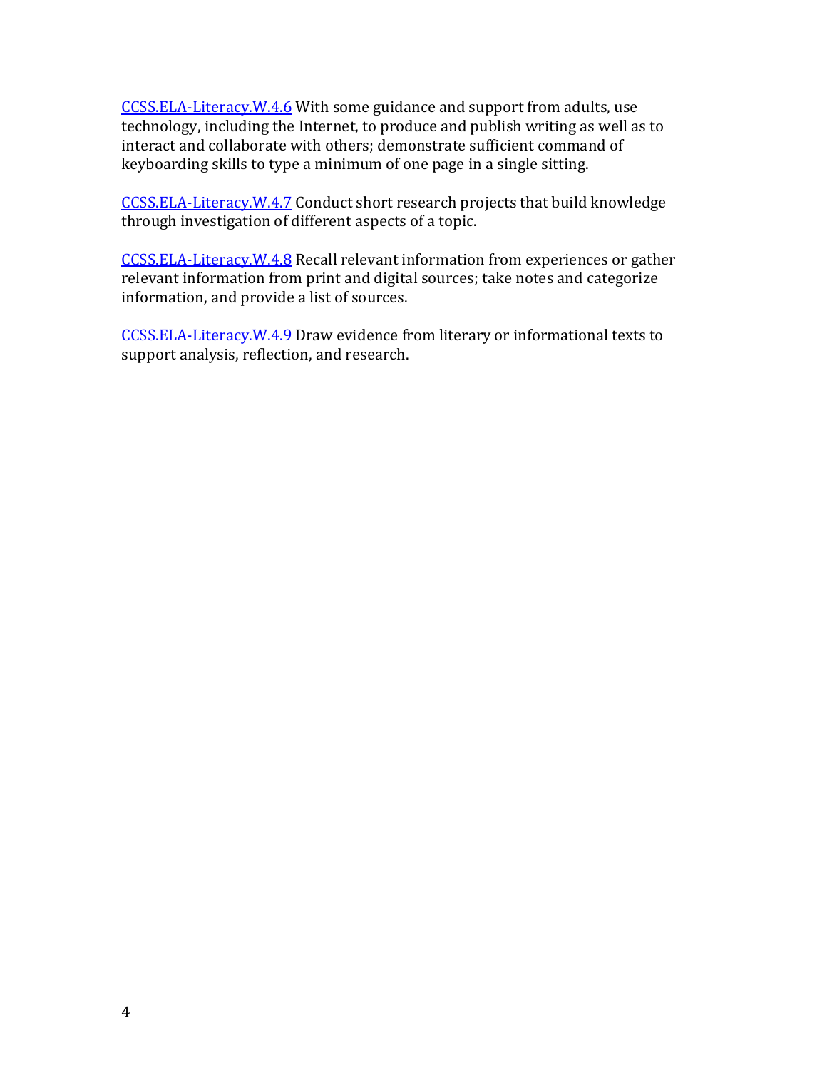CCSS.ELA-Literacy.W.4.6 With some guidance and support from adults, use technology, including the Internet, to produce and publish writing as well as to interact and collaborate with others; demonstrate sufficient command of keyboarding skills to type a minimum of one page in a single sitting.

CCSS.ELA-Literacy.W.4.7 Conduct short research projects that build knowledge through investigation of different aspects of a topic.

CCSS.ELA-Literacy.W.4.8 Recall relevant information from experiences or gather relevant information from print and digital sources; take notes and categorize information, and provide a list of sources.

CCSS.ELA-Literacy.W.4.9 Draw evidence from literary or informational texts to support analysis, reflection, and research.